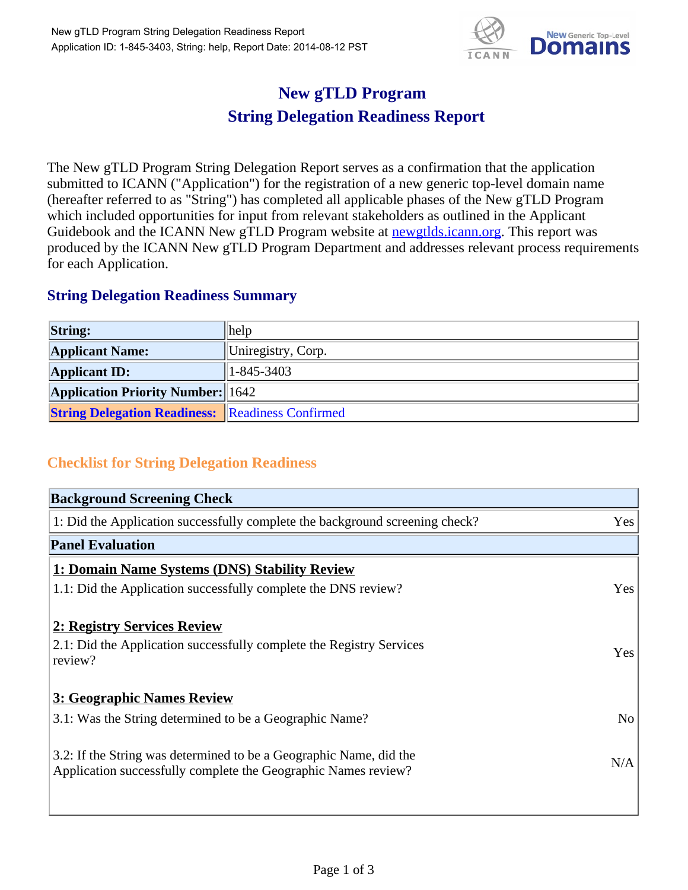# New gTLD Program
# String Delegation Readiness Report

The New gTLD Program String Delegation Report serves as a confirmation that the application submitted to ICANN ("Application") for the registration of a new generic top-level domain name (hereafter referred to as "String") has completed all applicable phases of the New gTLD Program which included opportunities for input from relevant stakeholders as outlined in the Applicant Guidebook and the ICANN New gTLD Program website at newgtlds.icann.org. This report was produced by the ICANN New gTLD Program Department and addresses relevant process requirements for each Application.

## String Delegation Readiness Summary

| | |
|---|---|
| **String:** | help |
| **Applicant Name:** | Uniregistry, Corp. |
| **Applicant ID:** | 1-845-3403 |
| **Application Priority Number:** | 1642 |
| **String Delegation Readiness:** | Readiness Confirmed |

## Checklist for String Delegation Readiness

| **Background Screening Check** | |
|---|---|
| 1: Did the Application successfully complete the background screening check? | Yes |
| **Panel Evaluation** | |
| **1: Domain Name Systems (DNS) Stability Review** | |
| 1.1: Did the Application successfully complete the DNS review? | Yes |
| **2: Registry Services Review** | |
| 2.1: Did the Application successfully complete the Registry Services review? | Yes |
| **3: Geographic Names Review** | |
| 3.1: Was the String determined to be a Geographic Name? | No |
| 3.2: If the String was determined to be a Geographic Name, did the Application successfully complete the Geographic Names review? | N/A |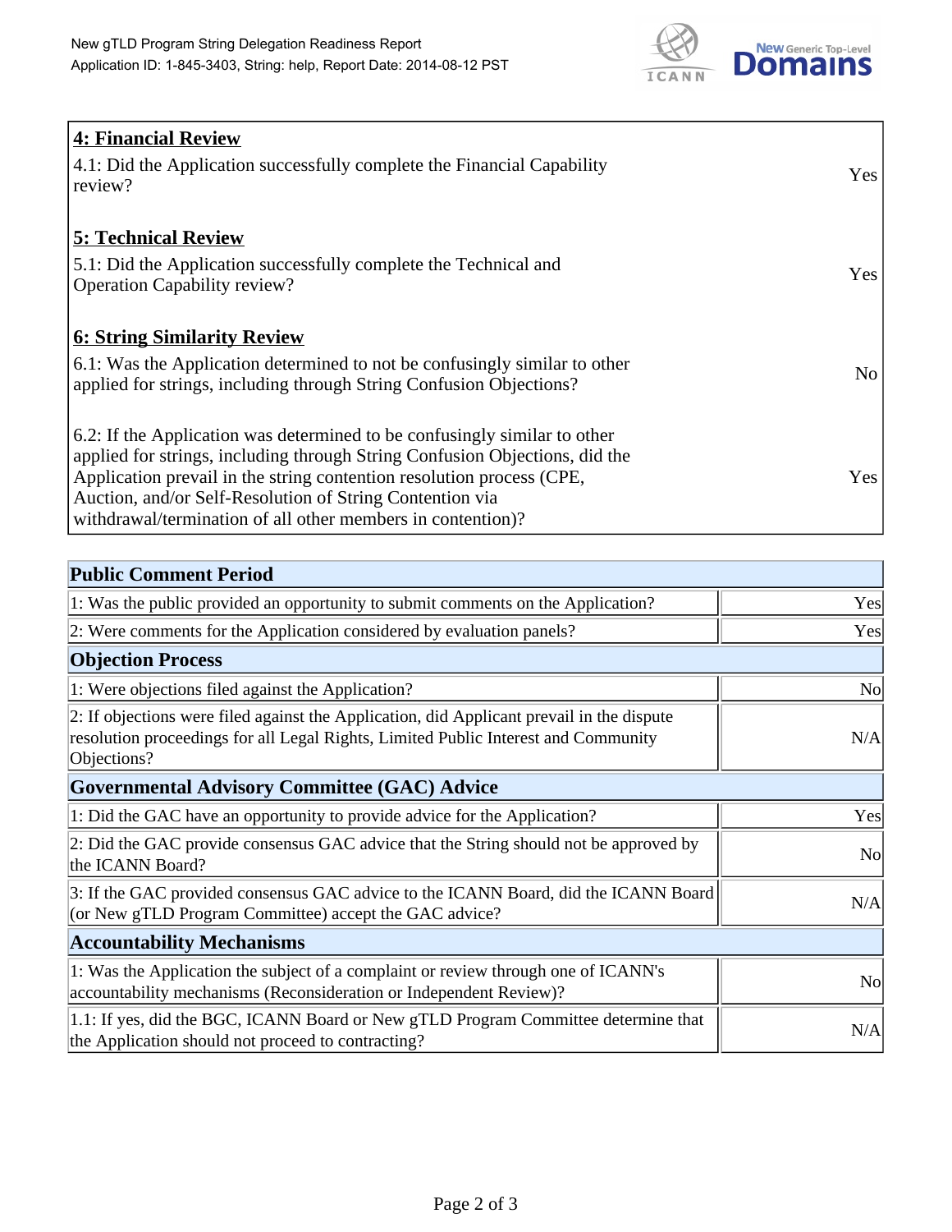| **4: Financial Review** | |
|---|---|
| 4.1: Did the Application successfully complete the Financial Capability review? | Yes |
| **5: Technical Review** | |
| 5.1: Did the Application successfully complete the Technical and Operation Capability review? | Yes |
| **6: String Similarity Review** | |
| 6.1: Was the Application determined to not be confusingly similar to other applied for strings, including through String Confusion Objections? | No |
| 6.2: If the Application was determined to be confusingly similar to other applied for strings, including through String Confusion Objections, did the Application prevail in the string contention resolution process (CPE, Auction, and/or Self-Resolution of String Contention via withdrawal/termination of all other members in contention)? | Yes |

| **Public Comment Period** | |
|---|---|
| 1: Was the public provided an opportunity to submit comments on the Application? | Yes |
| 2: Were comments for the Application considered by evaluation panels? | Yes |
| **Objection Process** | |
| 1: Were objections filed against the Application? | No |
| 2: If objections were filed against the Application, did Applicant prevail in the dispute resolution proceedings for all Legal Rights, Limited Public Interest and Community Objections? | N/A |
| **Governmental Advisory Committee (GAC) Advice** | |
| 1: Did the GAC have an opportunity to provide advice for the Application? | Yes |
| 2: Did the GAC provide consensus GAC advice that the String should not be approved by the ICANN Board? | No |
| 3: If the GAC provided consensus GAC advice to the ICANN Board, did the ICANN Board (or New gTLD Program Committee) accept the GAC advice? | N/A |
| **Accountability Mechanisms** | |
| 1: Was the Application the subject of a complaint or review through one of ICANN's accountability mechanisms (Reconsideration or Independent Review)? | No |
| 1.1: If yes, did the BGC, ICANN Board or New gTLD Program Committee determine that the Application should not proceed to contracting? | N/A |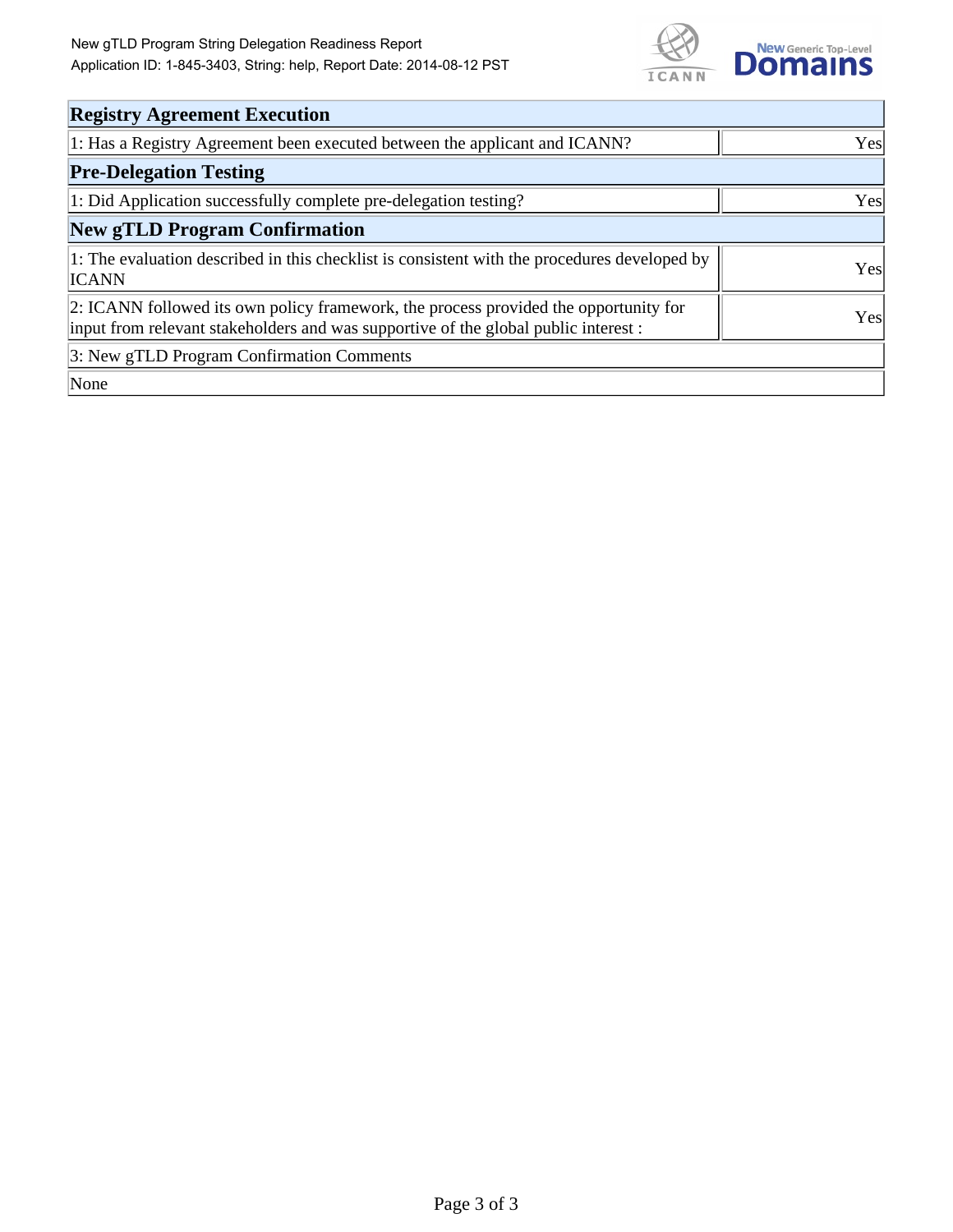## Registry Agreement Execution

| | |
|---|---|
| 1: Has a Registry Agreement been executed between the applicant and ICANN? | Yes |

## Pre-Delegation Testing

| | |
|---|---|
| 1: Did Application successfully complete pre-delegation testing? | Yes |

## New gTLD Program Confirmation

| | |
|---|---|
| 1: The evaluation described in this checklist is consistent with the procedures developed by ICANN | Yes |
| 2: ICANN followed its own policy framework, the process provided the opportunity for input from relevant stakeholders and was supportive of the global public interest : | Yes |

3: New gTLD Program Confirmation Comments

None